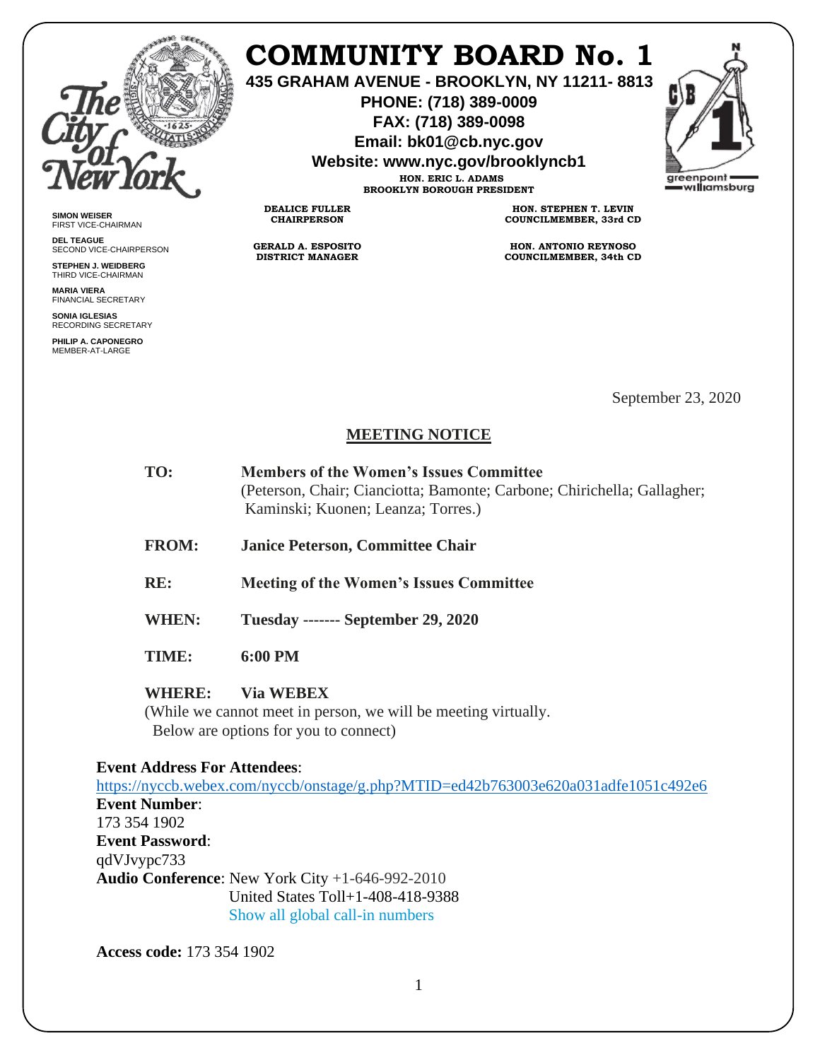# COMMUNITY BOARD No. 1

**435 GRAHAM AVENUE - BROOKLYN, NY 11211- 8813**
**PHONE: (718) 389-0009**
**FAX: (718) 389-0098**
**Email: bk01@cb.nyc.gov**
**Website: www.nyc.gov/brooklyncb1**

**HON. ERIC L. ADAMS**
**BROOKLYN BOROUGH PRESIDENT**

**DEALICE FULLER**
**CHAIRPERSON**

**GERALD A. ESPOSITO**
**DISTRICT MANAGER**

**HON. STEPHEN T. LEVIN**
**COUNCILMEMBER, 33rd CD**

**HON. ANTONIO REYNOSO**
**COUNCILMEMBER, 34th CD**

**SIMON WEISER**
FIRST VICE-CHAIRMAN

**DEL TEAGUE**
SECOND VICE-CHAIRPERSON

**STEPHEN J. WEIDBERG**
THIRD VICE-CHAIRMAN

**MARIA VIERA**
FINANCIAL SECRETARY

**SONIA IGLESIAS**
RECORDING SECRETARY

**PHILIP A. CAPONEGRO**
MEMBER-AT-LARGE

September 23, 2020

## MEETING NOTICE

**TO:** **Members of the Women's Issues Committee**
(Peterson, Chair; Cianciotta; Bamonte; Carbone; Chirichella; Gallagher; Kaminski; Kuonen; Leanza; Torres.)

**FROM:** **Janice Peterson, Committee Chair**

**RE:** **Meeting of the Women's Issues Committee**

**WHEN:** **Tuesday ------- September 29, 2020**

**TIME:** **6:00 PM**

**WHERE:** **Via WEBEX**
(While we cannot meet in person, we will be meeting virtually.
Below are options for you to connect)

**Event Address For Attendees**:
https://nyccb.webex.com/nyccb/onstage/g.php?MTID=ed42b763003e620a031adfe1051c492e6
**Event Number**:
173 354 1902
**Event Password**:
qdVJvypc733
**Audio Conference**: New York City +1-646-992-2010
United States Toll+1-408-418-9388
Show all global call-in numbers

**Access code:** 173 354 1902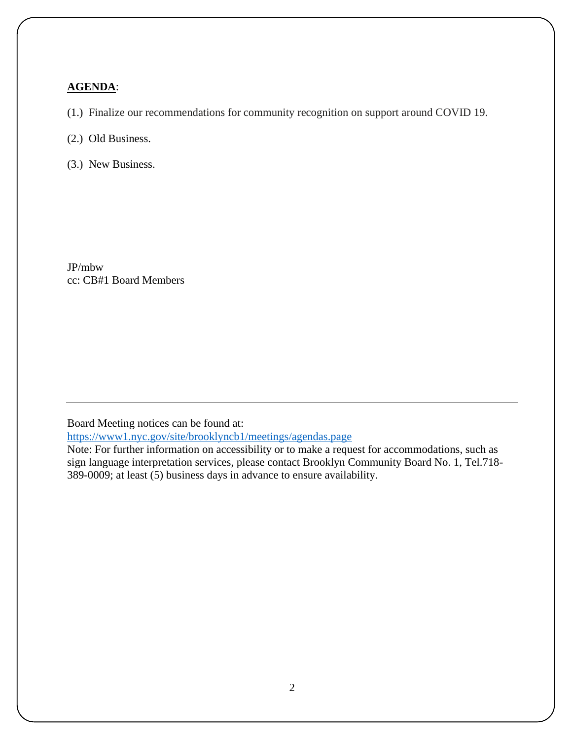**AGENDA**:

(1.) Finalize our recommendations for community recognition on support around COVID 19.

(2.) Old Business.

(3.) New Business.

JP/mbw
cc: CB#1 Board Members

---

Board Meeting notices can be found at:
https://www1.nyc.gov/site/brooklyncb1/meetings/agendas.page
Note: For further information on accessibility or to make a request for accommodations, such as sign language interpretation services, please contact Brooklyn Community Board No. 1, Tel.718-389-0009; at least (5) business days in advance to ensure availability.